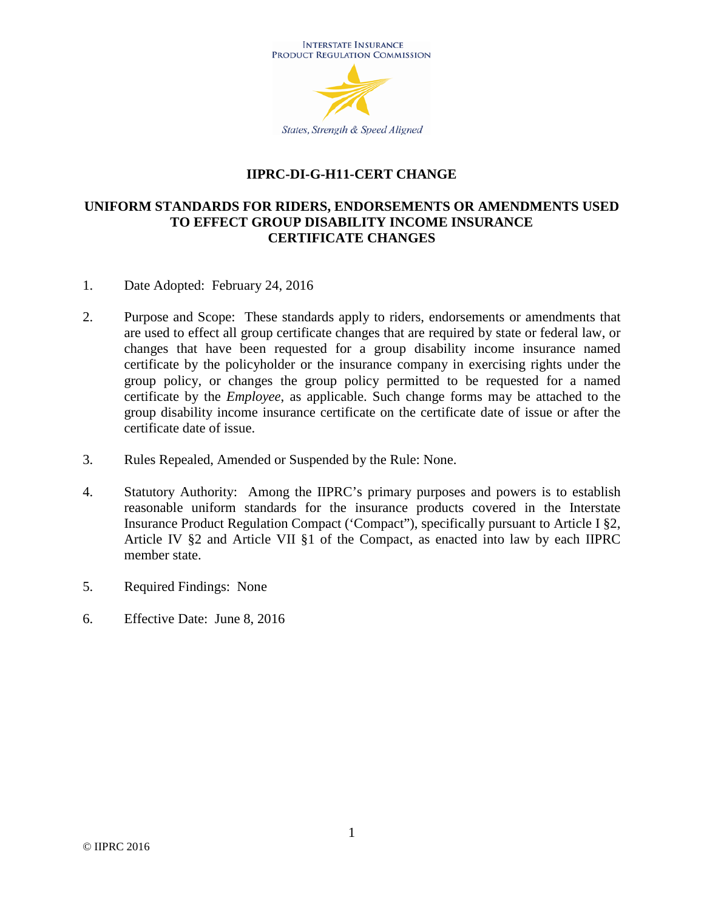INTERSTATE INSURANCE
PRODUCT REGULATION COMMISSION

*States, Strength & Speed Aligned*

# IIPRC-DI-G-H11-CERT CHANGE

## UNIFORM STANDARDS FOR RIDERS, ENDORSEMENTS OR AMENDMENTS USED TO EFFECT GROUP DISABILITY INCOME INSURANCE CERTIFICATE CHANGES

1. Date Adopted: February 24, 2016

2. Purpose and Scope: These standards apply to riders, endorsements or amendments that are used to effect all group certificate changes that are required by state or federal law, or changes that have been requested for a group disability income insurance named certificate by the policyholder or the insurance company in exercising rights under the group policy, or changes the group policy permitted to be requested for a named certificate by the *Employee*, as applicable. Such change forms may be attached to the group disability income insurance certificate on the certificate date of issue or after the certificate date of issue.

3. Rules Repealed, Amended or Suspended by the Rule: None.

4. Statutory Authority: Among the IIPRC's primary purposes and powers is to establish reasonable uniform standards for the insurance products covered in the Interstate Insurance Product Regulation Compact ('Compact"), specifically pursuant to Article I §2, Article IV §2 and Article VII §1 of the Compact, as enacted into law by each IIPRC member state.

5. Required Findings: None

6. Effective Date: June 8, 2016

© IIPRC 2016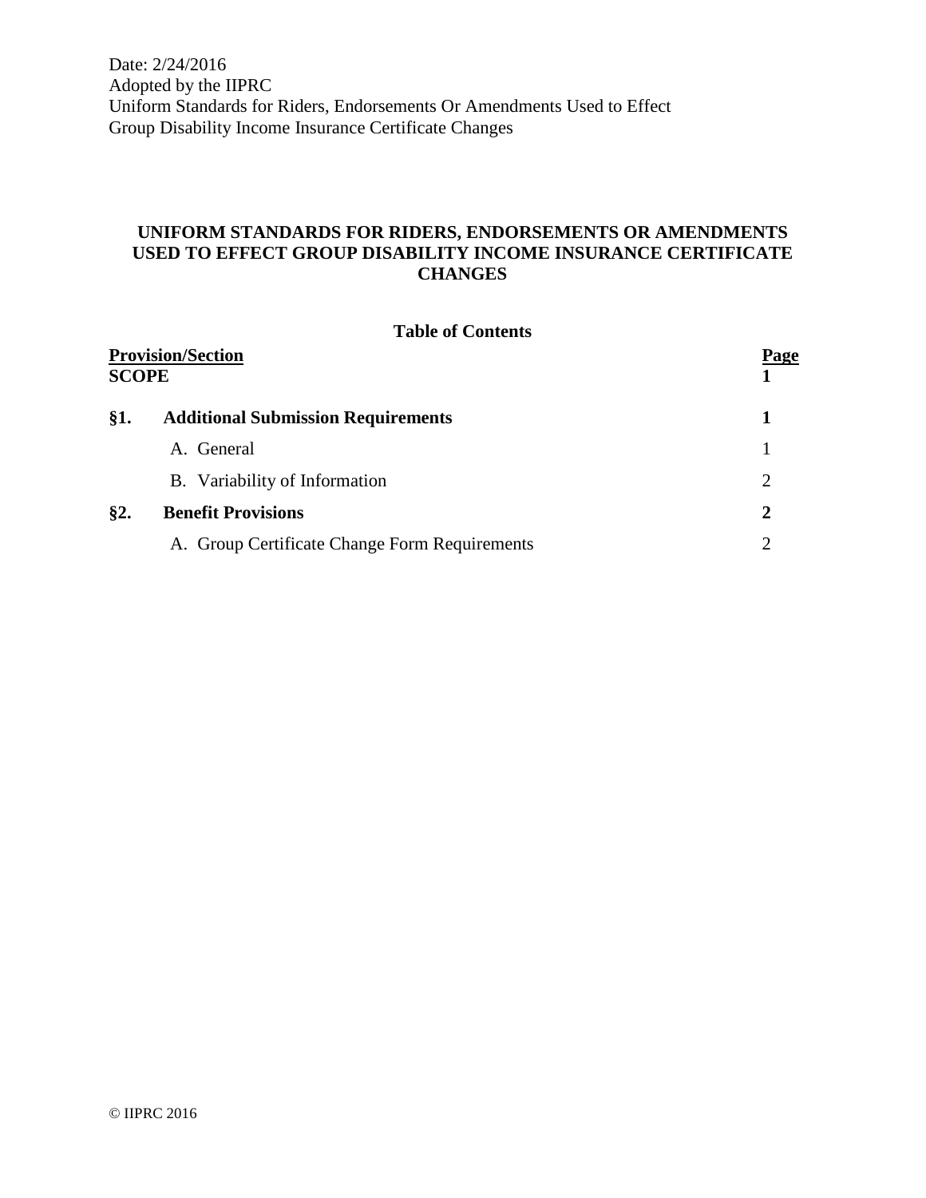# UNIFORM STANDARDS FOR RIDERS, ENDORSEMENTS OR AMENDMENTS USED TO EFFECT GROUP DISABILITY INCOME INSURANCE CERTIFICATE CHANGES

## Table of Contents

| Provision/Section | | Page |
|---|---|---|
| **SCOPE** | | **1** |
| **§1.** | **Additional Submission Requirements** | **1** |
| | A. General | 1 |
| | B. Variability of Information | 2 |
| **§2.** | **Benefit Provisions** | **2** |
| | A. Group Certificate Change Form Requirements | 2 |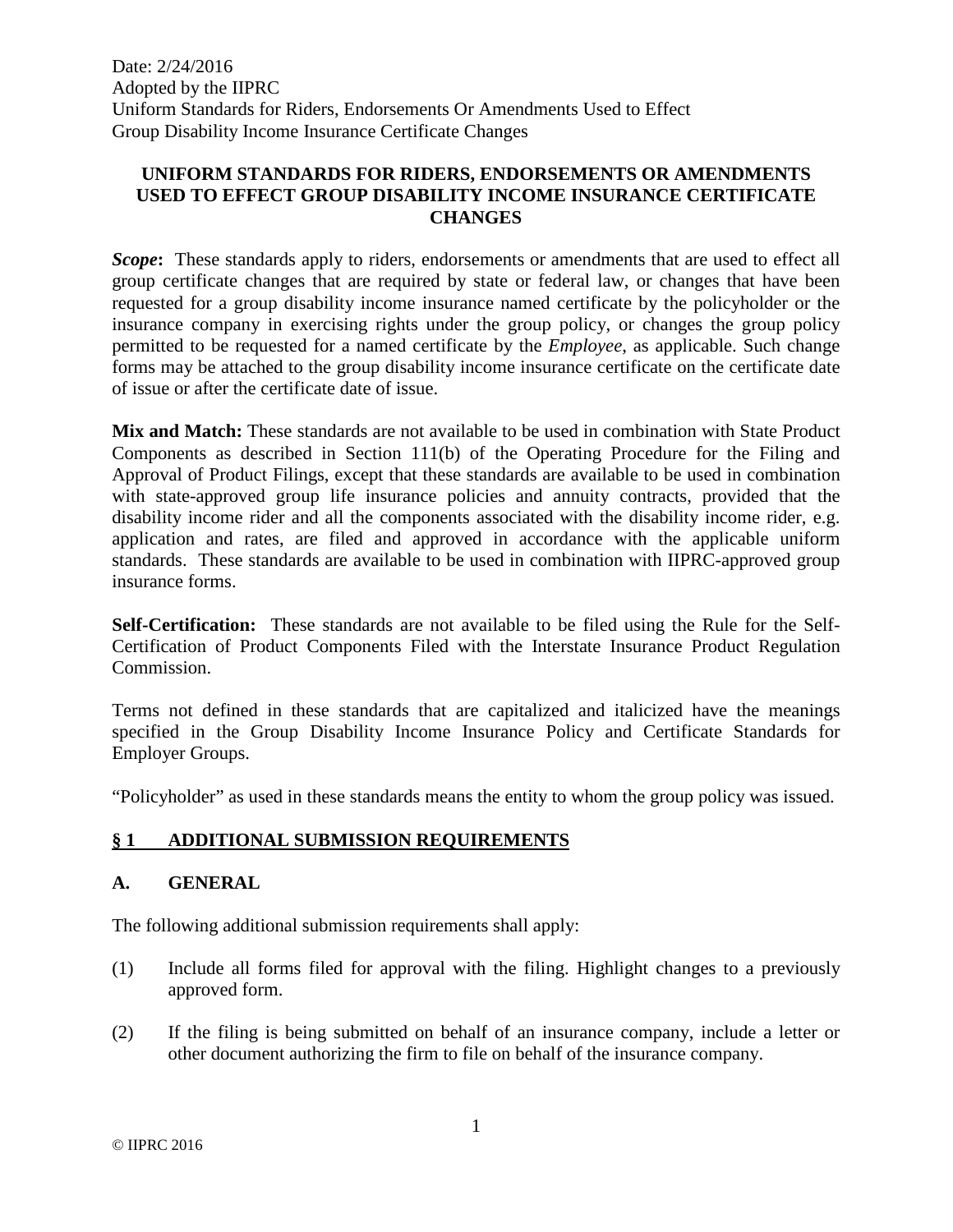Date: 2/24/2016
Adopted by the IIPRC
Uniform Standards for Riders, Endorsements Or Amendments Used to Effect
Group Disability Income Insurance Certificate Changes

**UNIFORM STANDARDS FOR RIDERS, ENDORSEMENTS OR AMENDMENTS USED TO EFFECT GROUP DISABILITY INCOME INSURANCE CERTIFICATE CHANGES**

***Scope*:** These standards apply to riders, endorsements or amendments that are used to effect all group certificate changes that are required by state or federal law, or changes that have been requested for a group disability income insurance named certificate by the policyholder or the insurance company in exercising rights under the group policy, or changes the group policy permitted to be requested for a named certificate by the *Employee*, as applicable. Such change forms may be attached to the group disability income insurance certificate on the certificate date of issue or after the certificate date of issue.

**Mix and Match:** These standards are not available to be used in combination with State Product Components as described in Section 111(b) of the Operating Procedure for the Filing and Approval of Product Filings, except that these standards are available to be used in combination with state-approved group life insurance policies and annuity contracts, provided that the disability income rider and all the components associated with the disability income rider, e.g. application and rates, are filed and approved in accordance with the applicable uniform standards. These standards are available to be used in combination with IIPRC-approved group insurance forms.

**Self-Certification:** These standards are not available to be filed using the Rule for the Self-Certification of Product Components Filed with the Interstate Insurance Product Regulation Commission.

Terms not defined in these standards that are capitalized and italicized have the meanings specified in the Group Disability Income Insurance Policy and Certificate Standards for Employer Groups.

"Policyholder" as used in these standards means the entity to whom the group policy was issued.

## § 1 ADDITIONAL SUBMISSION REQUIREMENTS

### A. GENERAL

The following additional submission requirements shall apply:

(1) Include all forms filed for approval with the filing. Highlight changes to a previously approved form.

(2) If the filing is being submitted on behalf of an insurance company, include a letter or other document authorizing the firm to file on behalf of the insurance company.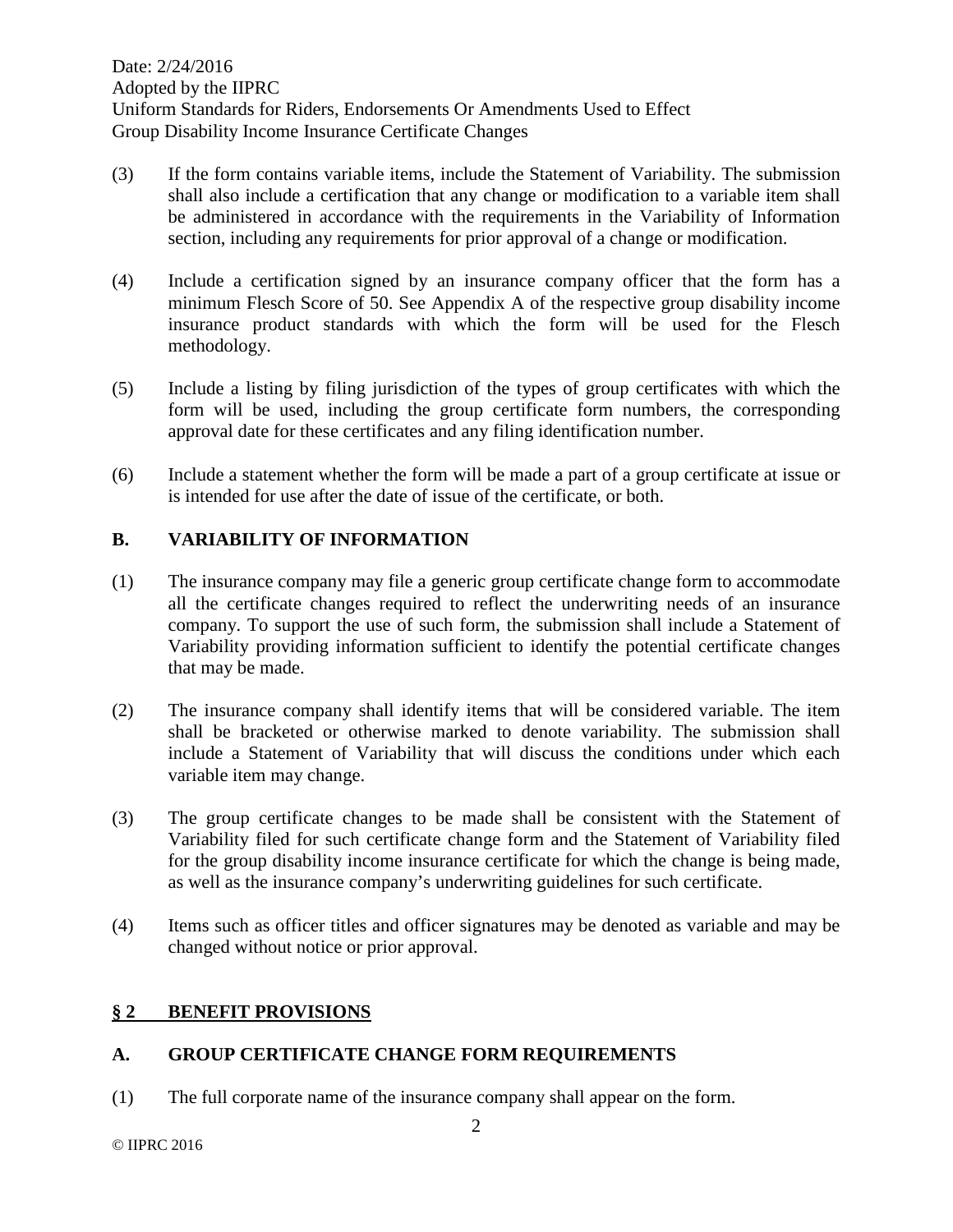(3) If the form contains variable items, include the Statement of Variability. The submission shall also include a certification that any change or modification to a variable item shall be administered in accordance with the requirements in the Variability of Information section, including any requirements for prior approval of a change or modification.

(4) Include a certification signed by an insurance company officer that the form has a minimum Flesch Score of 50. See Appendix A of the respective group disability income insurance product standards with which the form will be used for the Flesch methodology.

(5) Include a listing by filing jurisdiction of the types of group certificates with which the form will be used, including the group certificate form numbers, the corresponding approval date for these certificates and any filing identification number.

(6) Include a statement whether the form will be made a part of a group certificate at issue or is intended for use after the date of issue of the certificate, or both.

### B. VARIABILITY OF INFORMATION

(1) The insurance company may file a generic group certificate change form to accommodate all the certificate changes required to reflect the underwriting needs of an insurance company. To support the use of such form, the submission shall include a Statement of Variability providing information sufficient to identify the potential certificate changes that may be made.

(2) The insurance company shall identify items that will be considered variable. The item shall be bracketed or otherwise marked to denote variability. The submission shall include a Statement of Variability that will discuss the conditions under which each variable item may change.

(3) The group certificate changes to be made shall be consistent with the Statement of Variability filed for such certificate change form and the Statement of Variability filed for the group disability income insurance certificate for which the change is being made, as well as the insurance company's underwriting guidelines for such certificate.

(4) Items such as officer titles and officer signatures may be denoted as variable and may be changed without notice or prior approval.

## § 2 BENEFIT PROVISIONS

### A. GROUP CERTIFICATE CHANGE FORM REQUIREMENTS

(1) The full corporate name of the insurance company shall appear on the form.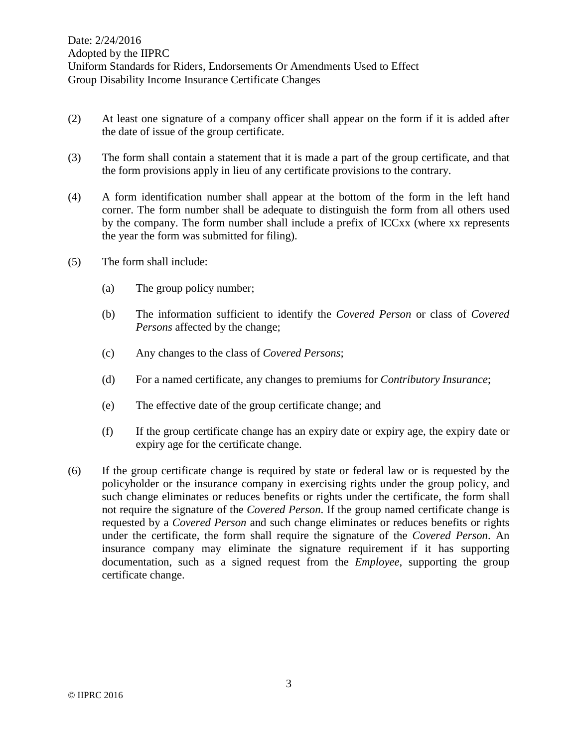(2) At least one signature of a company officer shall appear on the form if it is added after the date of issue of the group certificate.

(3) The form shall contain a statement that it is made a part of the group certificate, and that the form provisions apply in lieu of any certificate provisions to the contrary.

(4) A form identification number shall appear at the bottom of the form in the left hand corner. The form number shall be adequate to distinguish the form from all others used by the company. The form number shall include a prefix of ICCxx (where xx represents the year the form was submitted for filing).

(5) The form shall include:

  (a) The group policy number;

  (b) The information sufficient to identify the *Covered Person* or class of *Covered Persons* affected by the change;

  (c) Any changes to the class of *Covered Persons*;

  (d) For a named certificate, any changes to premiums for *Contributory Insurance*;

  (e) The effective date of the group certificate change; and

  (f) If the group certificate change has an expiry date or expiry age, the expiry date or expiry age for the certificate change.

(6) If the group certificate change is required by state or federal law or is requested by the policyholder or the insurance company in exercising rights under the group policy, and such change eliminates or reduces benefits or rights under the certificate, the form shall not require the signature of the *Covered Person*. If the group named certificate change is requested by a *Covered Person* and such change eliminates or reduces benefits or rights under the certificate, the form shall require the signature of the *Covered Person*. An insurance company may eliminate the signature requirement if it has supporting documentation, such as a signed request from the *Employee*, supporting the group certificate change.